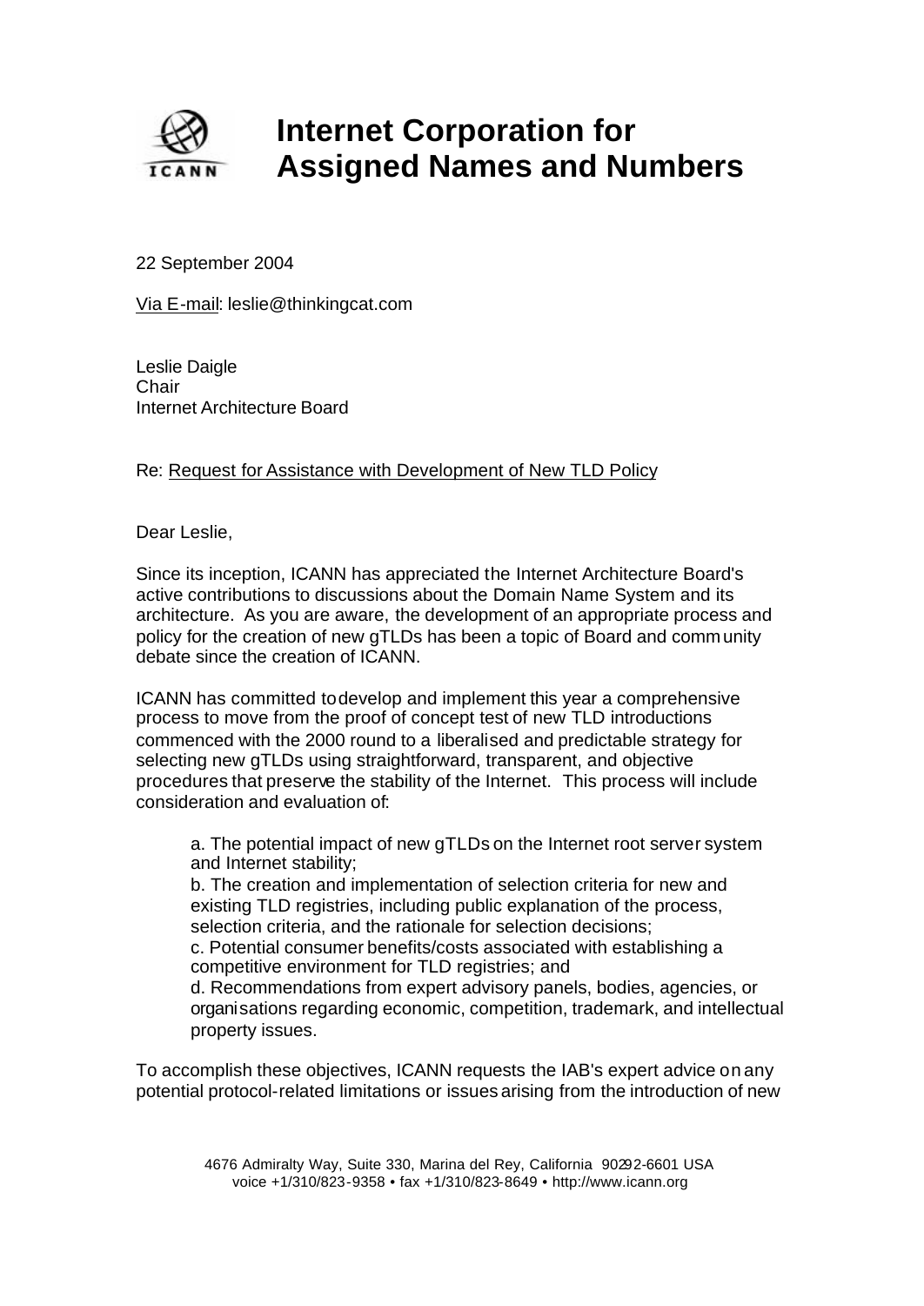# Internet Corporation for Assigned Names and Numbers

22 September 2004

Via E-mail: leslie@thinkingcat.com

Leslie Daigle
Chair
Internet Architecture Board

Re: Request for Assistance with Development of New TLD Policy

Dear Leslie,

Since its inception, ICANN has appreciated the Internet Architecture Board's active contributions to discussions about the Domain Name System and its architecture. As you are aware, the development of an appropriate process and policy for the creation of new gTLDs has been a topic of Board and community debate since the creation of ICANN.

ICANN has committed to develop and implement this year a comprehensive process to move from the proof of concept test of new TLD introductions commenced with the 2000 round to a liberalised and predictable strategy for selecting new gTLDs using straightforward, transparent, and objective procedures that preserve the stability of the Internet. This process will include consideration and evaluation of:

a. The potential impact of new gTLDs on the Internet root server system and Internet stability;
b. The creation and implementation of selection criteria for new and existing TLD registries, including public explanation of the process, selection criteria, and the rationale for selection decisions;
c. Potential consumer benefits/costs associated with establishing a competitive environment for TLD registries; and
d. Recommendations from expert advisory panels, bodies, agencies, or organisations regarding economic, competition, trademark, and intellectual property issues.

To accomplish these objectives, ICANN requests the IAB's expert advice on any potential protocol-related limitations or issues arising from the introduction of new

4676 Admiralty Way, Suite 330, Marina del Rey, California 90292-6601 USA
voice +1/310/823-9358 • fax +1/310/823-8649 • http://www.icann.org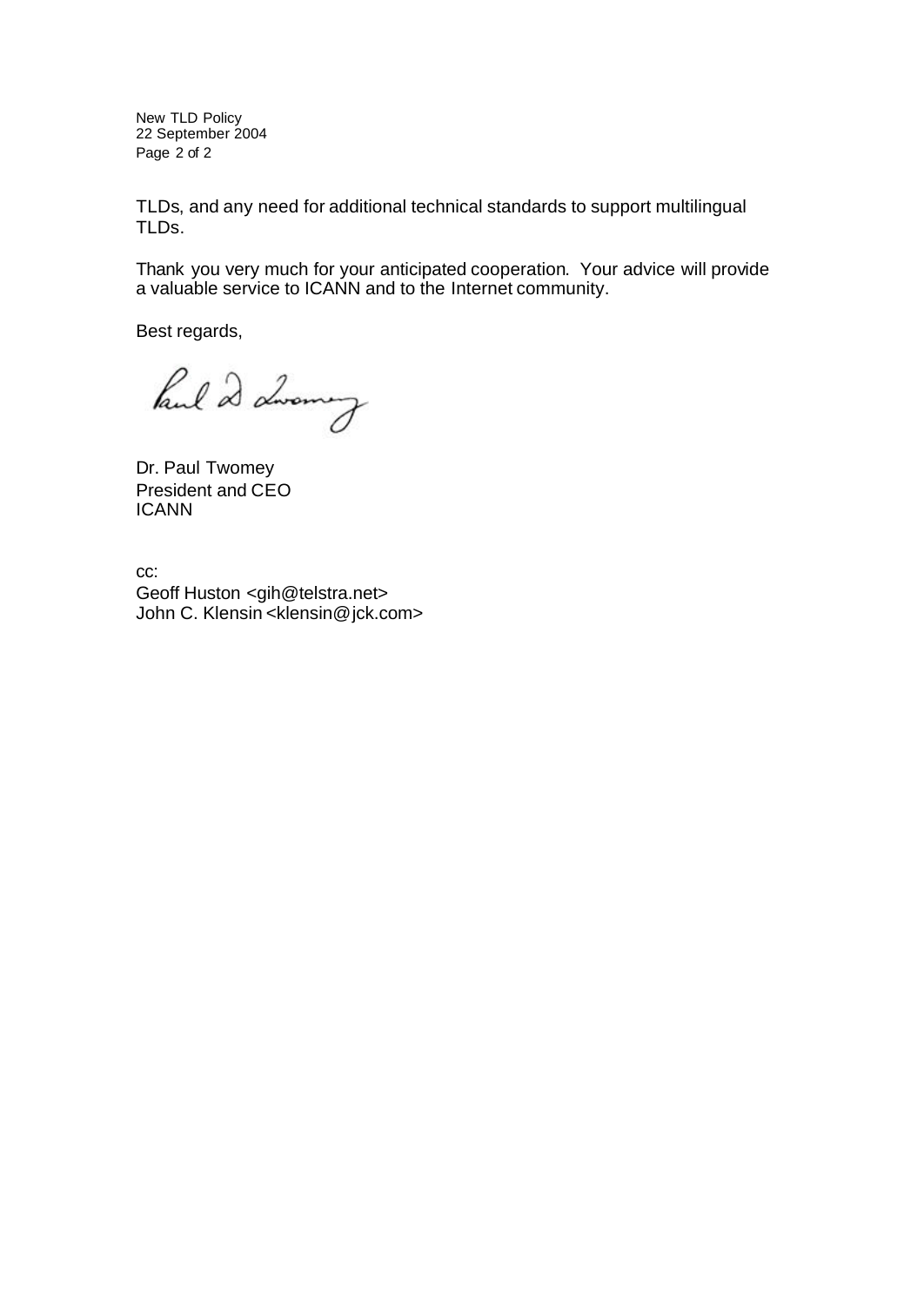TLDs, and any need for additional technical standards to support multilingual TLDs.

Thank you very much for your anticipated cooperation. Your advice will provide a valuable service to ICANN and to the Internet community.

Best regards,

Dr. Paul Twomey
President and CEO
ICANN

cc:
Geoff Huston <gih@telstra.net>
John C. Klensin <klensin@jck.com>